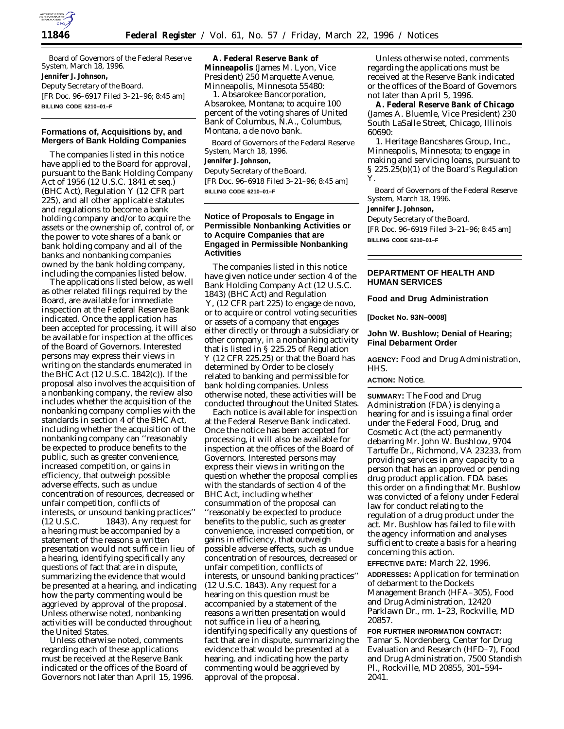Board of Governors of the Federal Reserve System, March 18, 1996.

**Jennifer J. Johnson,**

*Deputy Secretary of the Board.*

[FR Doc. 96–6917 Filed 3–21–96; 8:45 am]

**BILLING CODE 6210–01–F**

## Formations of, Acquisitions by, and Mergers of Bank Holding Companies

The companies listed in this notice have applied to the Board for approval, pursuant to the Bank Holding Company Act of 1956 (12 U.S.C. 1841 *et seq.*) (BHC Act), Regulation Y (12 CFR part 225), and all other applicable statutes and regulations to become a bank holding company and/or to acquire the assets or the ownership of, control of, or the power to vote shares of a bank or bank holding company and all of the banks and nonbanking companies owned by the bank holding company, including the companies listed below.

The applications listed below, as well as other related filings required by the Board, are available for immediate inspection at the Federal Reserve Bank indicated. Once the application has been accepted for processing, it will also be available for inspection at the offices of the Board of Governors. Interested persons may express their views in writing on the standards enumerated in the BHC Act (12 U.S.C. 1842(c)). If the proposal also involves the acquisition of a nonbanking company, the review also includes whether the acquisition of the nonbanking company complies with the standards in section 4 of the BHC Act, including whether the acquisition of the nonbanking company can ''reasonably be expected to produce benefits to the public, such as greater convenience, increased competition, or gains in efficiency, that outweigh possible adverse effects, such as undue concentration of resources, decreased or unfair competition, conflicts of interests, or unsound banking practices'' (12 U.S.C. 1843). Any request for a hearing must be accompanied by a statement of the reasons a written presentation would not suffice in lieu of a hearing, identifying specifically any questions of fact that are in dispute, summarizing the evidence that would be presented at a hearing, and indicating how the party commenting would be aggrieved by approval of the proposal. Unless otherwise noted, nonbanking activities will be conducted throughout the United States.

Unless otherwise noted, comments regarding each of these applications must be received at the Reserve Bank indicated or the offices of the Board of Governors not later than April 15, 1996.

**A. Federal Reserve Bank of Minneapolis** (James M. Lyon, Vice President) 250 Marquette Avenue, Minneapolis, Minnesota 55480:

*1. Absarokee Bancorporation*, Absarokee, Montana; to acquire 100 percent of the voting shares of United Bank of Columbus, N.A., Columbus, Montana, a de novo bank.

Board of Governors of the Federal Reserve System, March 18, 1996.

**Jennifer J. Johnson,**

*Deputy Secretary of the Board.*

[FR Doc. 96–6918 Filed 3–21–96; 8:45 am]

**BILLING CODE 6210–01–F**

## Notice of Proposals to Engage in Permissible Nonbanking Activities or to Acquire Companies that are Engaged in Permissible Nonbanking Activities

The companies listed in this notice have given notice under section 4 of the Bank Holding Company Act (12 U.S.C. 1843) (BHC Act) and Regulation Y, (12 CFR part 225) to engage *de novo*, or to acquire or control voting securities or assets of a company that engages either directly or through a subsidiary or other company, in a nonbanking activity that is listed in § 225.25 of Regulation Y (12 CFR 225.25) or that the Board has determined by Order to be closely related to banking and permissible for bank holding companies. Unless otherwise noted, these activities will be conducted throughout the United States.

Each notice is available for inspection at the Federal Reserve Bank indicated. Once the notice has been accepted for processing, it will also be available for inspection at the offices of the Board of Governors. Interested persons may express their views in writing on the question whether the proposal complies with the standards of section 4 of the BHC Act, including whether consummation of the proposal can ''reasonably be expected to produce benefits to the public, such as greater convenience, increased competition, or gains in efficiency, that outweigh possible adverse effects, such as undue concentration of resources, decreased or unfair competition, conflicts of interests, or unsound banking practices'' (12 U.S.C. 1843). Any request for a hearing on this question must be accompanied by a statement of the reasons a written presentation would not suffice in lieu of a hearing, identifying specifically any questions of fact that are in dispute, summarizing the evidence that would be presented at a hearing, and indicating how the party commenting would be aggrieved by approval of the proposal.

Unless otherwise noted, comments regarding the applications must be received at the Reserve Bank indicated or the offices of the Board of Governors not later than April 5, 1996.

**A. Federal Reserve Bank of Chicago** (James A. Bluemle, Vice President) 230 South LaSalle Street, Chicago, Illinois 60690:

*1. Heritage Bancshares Group, Inc.*, Minneapolis, Minnesota; to engage in making and servicing loans, pursuant to § 225.25(b)(1) of the Board's Regulation Y.

Board of Governors of the Federal Reserve System, March 18, 1996.

**Jennifer J. Johnson,**

*Deputy Secretary of the Board.*

[FR Doc. 96–6919 Filed 3–21–96; 8:45 am]

**BILLING CODE 6210–01–F**

# DEPARTMENT OF HEALTH AND HUMAN SERVICES

## Food and Drug Administration

**[Docket No. 93N–0008]**

## John W. Bushlow; Denial of Hearing; Final Debarment Order

**AGENCY:** Food and Drug Administration, HHS.

**ACTION:** Notice.

**SUMMARY:** The Food and Drug Administration (FDA) is denying a hearing for and is issuing a final order under the Federal Food, Drug, and Cosmetic Act (the act) permanently debarring Mr. John W. Bushlow, 9704 Tartuffe Dr., Richmond, VA 23233, from providing services in any capacity to a person that has an approved or pending drug product application. FDA bases this order on a finding that Mr. Bushlow was convicted of a felony under Federal law for conduct relating to the regulation of a drug product under the act. Mr. Bushlow has failed to file with the agency information and analyses sufficient to create a basis for a hearing concerning this action.

**EFFECTIVE DATE:** March 22, 1996.

**ADDRESSES:** Application for termination of debarment to the Dockets Management Branch (HFA–305), Food and Drug Administration, 12420 Parklawn Dr., rm. 1–23, Rockville, MD 20857.

**FOR FURTHER INFORMATION CONTACT:** Tamar S. Nordenberg, Center for Drug Evaluation and Research (HFD–7), Food and Drug Administration, 7500 Standish Pl., Rockville, MD 20855, 301–594–2041.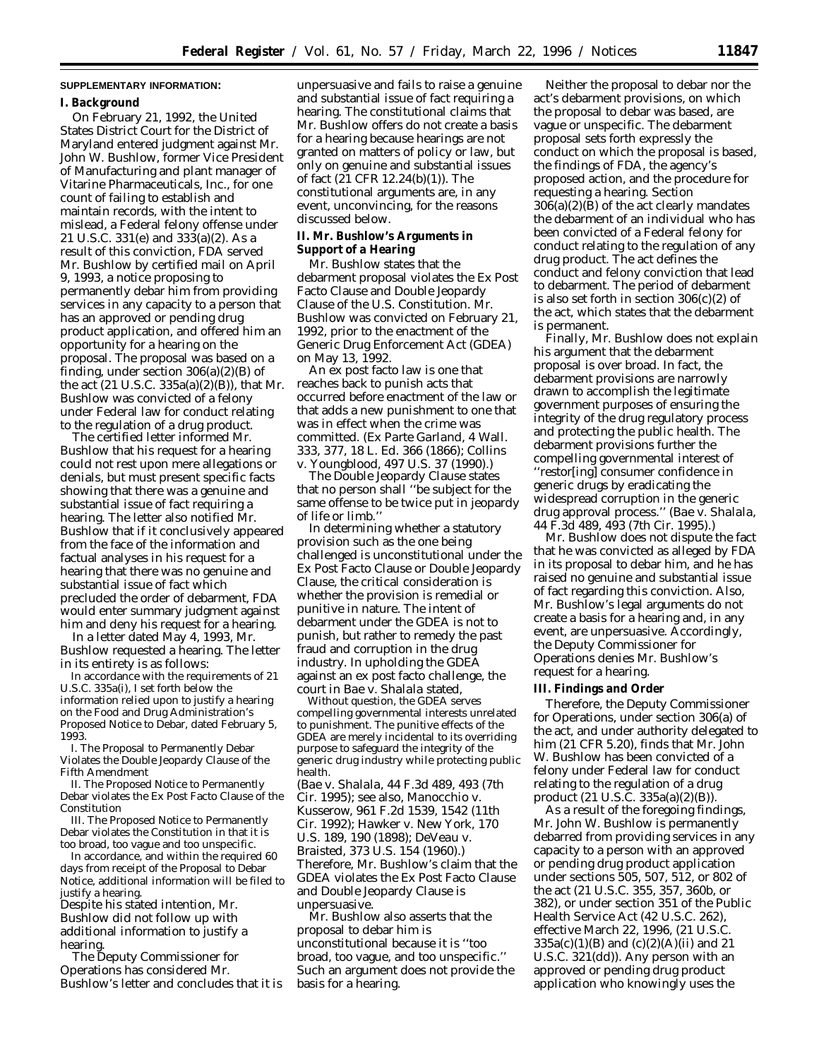**SUPPLEMENTARY INFORMATION:**

**I. Background**

On February 21, 1992, the United States District Court for the District of Maryland entered judgment against Mr. John W. Bushlow, former Vice President of Manufacturing and plant manager of Vitarine Pharmaceuticals, Inc., for one count of failing to establish and maintain records, with the intent to mislead, a Federal felony offense under 21 U.S.C. 331(e) and 333(a)(2). As a result of this conviction, FDA served Mr. Bushlow by certified mail on April 9, 1993, a notice proposing to permanently debar him from providing services in any capacity to a person that has an approved or pending drug product application, and offered him an opportunity for a hearing on the proposal. The proposal was based on a finding, under section 306(a)(2)(B) of the act (21 U.S.C. 335a(a)(2)(B)), that Mr. Bushlow was convicted of a felony under Federal law for conduct relating to the regulation of a drug product.

The certified letter informed Mr. Bushlow that his request for a hearing could not rest upon mere allegations or denials, but must present specific facts showing that there was a genuine and substantial issue of fact requiring a hearing. The letter also notified Mr. Bushlow that if it conclusively appeared from the face of the information and factual analyses in his request for a hearing that there was no genuine and substantial issue of fact which precluded the order of debarment, FDA would enter summary judgment against him and deny his request for a hearing.

In a letter dated May 4, 1993, Mr. Bushlow requested a hearing. The letter in its entirety is as follows:

In accordance with the requirements of 21 U.S.C. 335a(i), I set forth below the information relied upon to justify a hearing on the Food and Drug Administration's Proposed Notice to Debar, dated February 5, 1993.

I. The Proposal to Permanently Debar Violates the Double Jeopardy Clause of the Fifth Amendment

II. The Proposed Notice to Permanently Debar violates the Ex Post Facto Clause of the Constitution

III. The Proposed Notice to Permanently Debar violates the Constitution in that it is too broad, too vague and too unspecific.

In accordance, and within the required 60 days from receipt of the Proposal to Debar Notice, additional information will be filed to justify a hearing.

Despite his stated intention, Mr. Bushlow did not follow up with additional information to justify a hearing.

The Deputy Commissioner for Operations has considered Mr. Bushlow's letter and concludes that it is unpersuasive and fails to raise a genuine and substantial issue of fact requiring a hearing. The constitutional claims that Mr. Bushlow offers do not create a basis for a hearing because hearings are not granted on matters of policy or law, but only on genuine and substantial issues of fact (21 CFR 12.24(b)(1)). The constitutional arguments are, in any event, unconvincing, for the reasons discussed below.

**II. Mr. Bushlow's Arguments in Support of a Hearing**

Mr. Bushlow states that the debarment proposal violates the Ex Post Facto Clause and Double Jeopardy Clause of the U.S. Constitution. Mr. Bushlow was convicted on February 21, 1992, prior to the enactment of the Generic Drug Enforcement Act (GDEA) on May 13, 1992.

An ex post facto law is one that reaches back to punish acts that occurred before enactment of the law or that adds a new punishment to one that was in effect when the crime was committed. (*Ex Parte Garland*, 4 Wall. 333, 377, 18 L. Ed. 366 (1866); *Collins* v. *Youngblood*, 497 U.S. 37 (1990).)

The Double Jeopardy Clause states that no person shall ''be subject for the same offense to be twice put in jeopardy of life or limb.''

In determining whether a statutory provision such as the one being challenged is unconstitutional under the Ex Post Facto Clause or Double Jeopardy Clause, the critical consideration is whether the provision is remedial or punitive in nature. The intent of debarment under the GDEA is not to punish, but rather to remedy the past fraud and corruption in the drug industry. In upholding the GDEA against an ex post facto challenge, the court in *Bae* v. *Shalala* stated,

Without question, the GDEA serves compelling governmental interests unrelated to punishment. The punitive effects of the GDEA are merely incidental to its overriding purpose to safeguard the integrity of the generic drug industry while protecting public health.

(*Bae* v. *Shalala*, 44 F.3d 489, 493 (7th Cir. 1995); see also, *Manocchio* v. *Kusserow*, 961 F.2d 1539, 1542 (11th Cir. 1992); *Hawker* v. *New York*, 170 U.S. 189, 190 (1898); *DeVeau* v. *Braisted*, 373 U.S. 154 (1960).) Therefore, Mr. Bushlow's claim that the GDEA violates the Ex Post Facto Clause and Double Jeopardy Clause is unpersuasive.

Mr. Bushlow also asserts that the proposal to debar him is unconstitutional because it is ''too broad, too vague, and too unspecific.'' Such an argument does not provide the basis for a hearing.

Neither the proposal to debar nor the act's debarment provisions, on which the proposal to debar was based, are vague or unspecific. The debarment proposal sets forth expressly the conduct on which the proposal is based, the findings of FDA, the agency's proposed action, and the procedure for requesting a hearing. Section 306(a)(2)(B) of the act clearly mandates the debarment of an individual who has been convicted of a Federal felony for conduct relating to the regulation of any drug product. The act defines the conduct and felony conviction that lead to debarment. The period of debarment is also set forth in section 306(c)(2) of the act, which states that the debarment is permanent.

Finally, Mr. Bushlow does not explain his argument that the debarment proposal is over broad. In fact, the debarment provisions are narrowly drawn to accomplish the legitimate government purposes of ensuring the integrity of the drug regulatory process and protecting the public health. The debarment provisions further the compelling governmental interest of ''restor[ing] consumer confidence in generic drugs by eradicating the widespread corruption in the generic drug approval process.'' (*Bae* v. *Shalala*, 44 F.3d 489, 493 (7th Cir. 1995).)

Mr. Bushlow does not dispute the fact that he was convicted as alleged by FDA in its proposal to debar him, and he has raised no genuine and substantial issue of fact regarding this conviction. Also, Mr. Bushlow's legal arguments do not create a basis for a hearing and, in any event, are unpersuasive. Accordingly, the Deputy Commissioner for Operations denies Mr. Bushlow's request for a hearing.

**III. Findings and Order**

Therefore, the Deputy Commissioner for Operations, under section 306(a) of the act, and under authority delegated to him (21 CFR 5.20), finds that Mr. John W. Bushlow has been convicted of a felony under Federal law for conduct relating to the regulation of a drug product (21 U.S.C. 335a(a)(2)(B)).

As a result of the foregoing findings, Mr. John W. Bushlow is permanently debarred from providing services in any capacity to a person with an approved or pending drug product application under sections 505, 507, 512, or 802 of the act (21 U.S.C. 355, 357, 360b, or 382), or under section 351 of the Public Health Service Act (42 U.S.C. 262), effective March 22, 1996, (21 U.S.C. 335a(c)(1)(B) and (c)(2)(A)(ii) and 21 U.S.C. 321(dd)). Any person with an approved or pending drug product application who knowingly uses the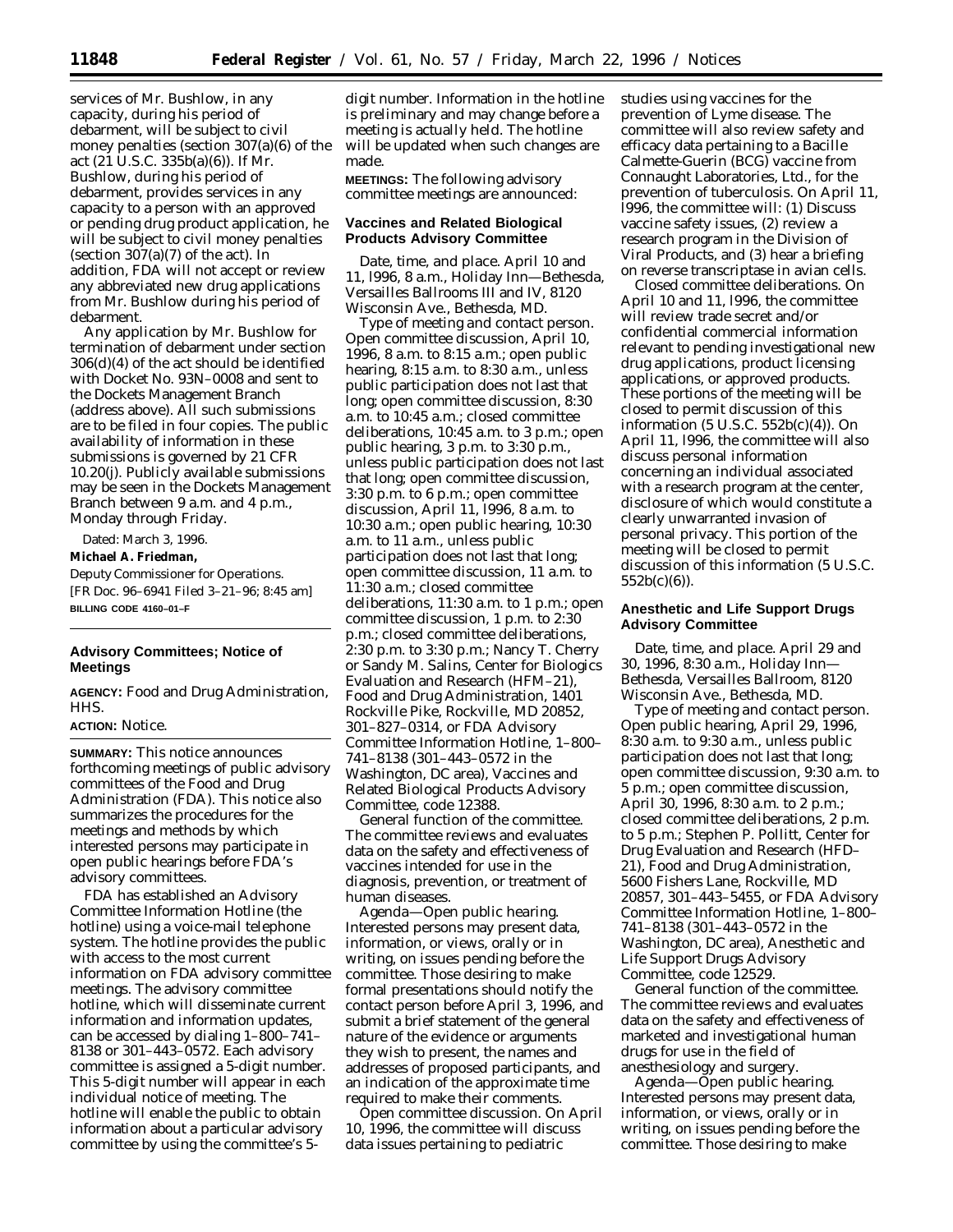services of Mr. Bushlow, in any capacity, during his period of debarment, will be subject to civil money penalties (section 307(a)(6) of the act (21 U.S.C. 335b(a)(6)). If Mr. Bushlow, during his period of debarment, provides services in any capacity to a person with an approved or pending drug product application, he will be subject to civil money penalties (section 307(a)(7) of the act). In addition, FDA will not accept or review any abbreviated new drug applications from Mr. Bushlow during his period of debarment.

Any application by Mr. Bushlow for termination of debarment under section 306(d)(4) of the act should be identified with Docket No. 93N–0008 and sent to the Dockets Management Branch (address above). All such submissions are to be filed in four copies. The public availability of information in these submissions is governed by 21 CFR 10.20(j). Publicly available submissions may be seen in the Dockets Management Branch between 9 a.m. and 4 p.m., Monday through Friday.

Dated: March 3, 1996.

**Michael A. Friedman,**

*Deputy Commissioner for Operations.*

[FR Doc. 96–6941 Filed 3–21–96; 8:45 am]

**BILLING CODE 4160–01–F**

## Advisory Committees; Notice of Meetings

**AGENCY:** Food and Drug Administration, HHS.

**ACTION:** Notice.

**SUMMARY:** This notice announces forthcoming meetings of public advisory committees of the Food and Drug Administration (FDA). This notice also summarizes the procedures for the meetings and methods by which interested persons may participate in open public hearings before FDA's advisory committees.

FDA has established an Advisory Committee Information Hotline (the hotline) using a voice-mail telephone system. The hotline provides the public with access to the most current information on FDA advisory committee meetings. The advisory committee hotline, which will disseminate current information and information updates, can be accessed by dialing 1–800–741–8138 or 301–443–0572. Each advisory committee is assigned a 5-digit number. This 5-digit number will appear in each individual notice of meeting. The hotline will enable the public to obtain information about a particular advisory committee by using the committee's 5-digit number. Information in the hotline is preliminary and may change before a meeting is actually held. The hotline will be updated when such changes are made.

**MEETINGS:** The following advisory committee meetings are announced:

### Vaccines and Related Biological Products Advisory Committee

*Date, time, and place.* April 10 and 11, l996, 8 a.m., Holiday Inn—Bethesda, Versailles Ballrooms III and IV, 8120 Wisconsin Ave., Bethesda, MD.

*Type of meeting and contact person.* Open committee discussion, April 10, 1996, 8 a.m. to 8:15 a.m.; open public hearing, 8:15 a.m. to 8:30 a.m., unless public participation does not last that long; open committee discussion, 8:30 a.m. to 10:45 a.m.; closed committee deliberations, 10:45 a.m. to 3 p.m.; open public hearing, 3 p.m. to 3:30 p.m., unless public participation does not last that long; open committee discussion, 3:30 p.m. to 6 p.m.; open committee discussion, April 11, l996, 8 a.m. to 10:30 a.m.; open public hearing, 10:30 a.m. to 11 a.m., unless public participation does not last that long; open committee discussion, 11 a.m. to 11:30 a.m.; closed committee deliberations, 11:30 a.m. to 1 p.m.; open committee discussion, 1 p.m. to 2:30 p.m.; closed committee deliberations, 2:30 p.m. to 3:30 p.m.; Nancy T. Cherry or Sandy M. Salins, Center for Biologics Evaluation and Research (HFM–21), Food and Drug Administration, 1401 Rockville Pike, Rockville, MD 20852, 301–827–0314, or FDA Advisory Committee Information Hotline, 1–800–741–8138 (301–443–0572 in the Washington, DC area), Vaccines and Related Biological Products Advisory Committee, code 12388.

*General function of the committee.* The committee reviews and evaluates data on the safety and effectiveness of vaccines intended for use in the diagnosis, prevention, or treatment of human diseases.

*Agenda—Open public hearing.* Interested persons may present data, information, or views, orally or in writing, on issues pending before the committee. Those desiring to make formal presentations should notify the contact person before April 3, 1996, and submit a brief statement of the general nature of the evidence or arguments they wish to present, the names and addresses of proposed participants, and an indication of the approximate time required to make their comments.

*Open committee discussion.* On April 10, 1996, the committee will discuss data issues pertaining to pediatric studies using vaccines for the prevention of Lyme disease. The committee will also review safety and efficacy data pertaining to a Bacille Calmette-Guerin (BCG) vaccine from Connaught Laboratories, Ltd., for the prevention of tuberculosis. On April 11, l996, the committee will: (1) Discuss vaccine safety issues, (2) review a research program in the Division of Viral Products, and (3) hear a briefing on reverse transcriptase in avian cells.

*Closed committee deliberations.* On April 10 and 11, l996, the committee will review trade secret and/or confidential commercial information relevant to pending investigational new drug applications, product licensing applications, or approved products. These portions of the meeting will be closed to permit discussion of this information (5 U.S.C. 552b(c)(4)). On April 11, l996, the committee will also discuss personal information concerning an individual associated with a research program at the center, disclosure of which would constitute a clearly unwarranted invasion of personal privacy. This portion of the meeting will be closed to permit discussion of this information (5 U.S.C. 552b(c)(6)).

### Anesthetic and Life Support Drugs Advisory Committee

*Date, time, and place.* April 29 and 30, 1996, 8:30 a.m., Holiday Inn—Bethesda, Versailles Ballroom, 8120 Wisconsin Ave., Bethesda, MD.

*Type of meeting and contact person.* Open public hearing, April 29, 1996, 8:30 a.m. to 9:30 a.m., unless public participation does not last that long; open committee discussion, 9:30 a.m. to 5 p.m.; open committee discussion, April 30, 1996, 8:30 a.m. to 2 p.m.; closed committee deliberations, 2 p.m. to 5 p.m.; Stephen P. Pollitt, Center for Drug Evaluation and Research (HFD–21), Food and Drug Administration, 5600 Fishers Lane, Rockville, MD 20857, 301–443–5455, or FDA Advisory Committee Information Hotline, 1–800–741–8138 (301–443–0572 in the Washington, DC area), Anesthetic and Life Support Drugs Advisory Committee, code 12529.

*General function of the committee.* The committee reviews and evaluates data on the safety and effectiveness of marketed and investigational human drugs for use in the field of anesthesiology and surgery.

*Agenda—Open public hearing.* Interested persons may present data, information, or views, orally or in writing, on issues pending before the committee. Those desiring to make